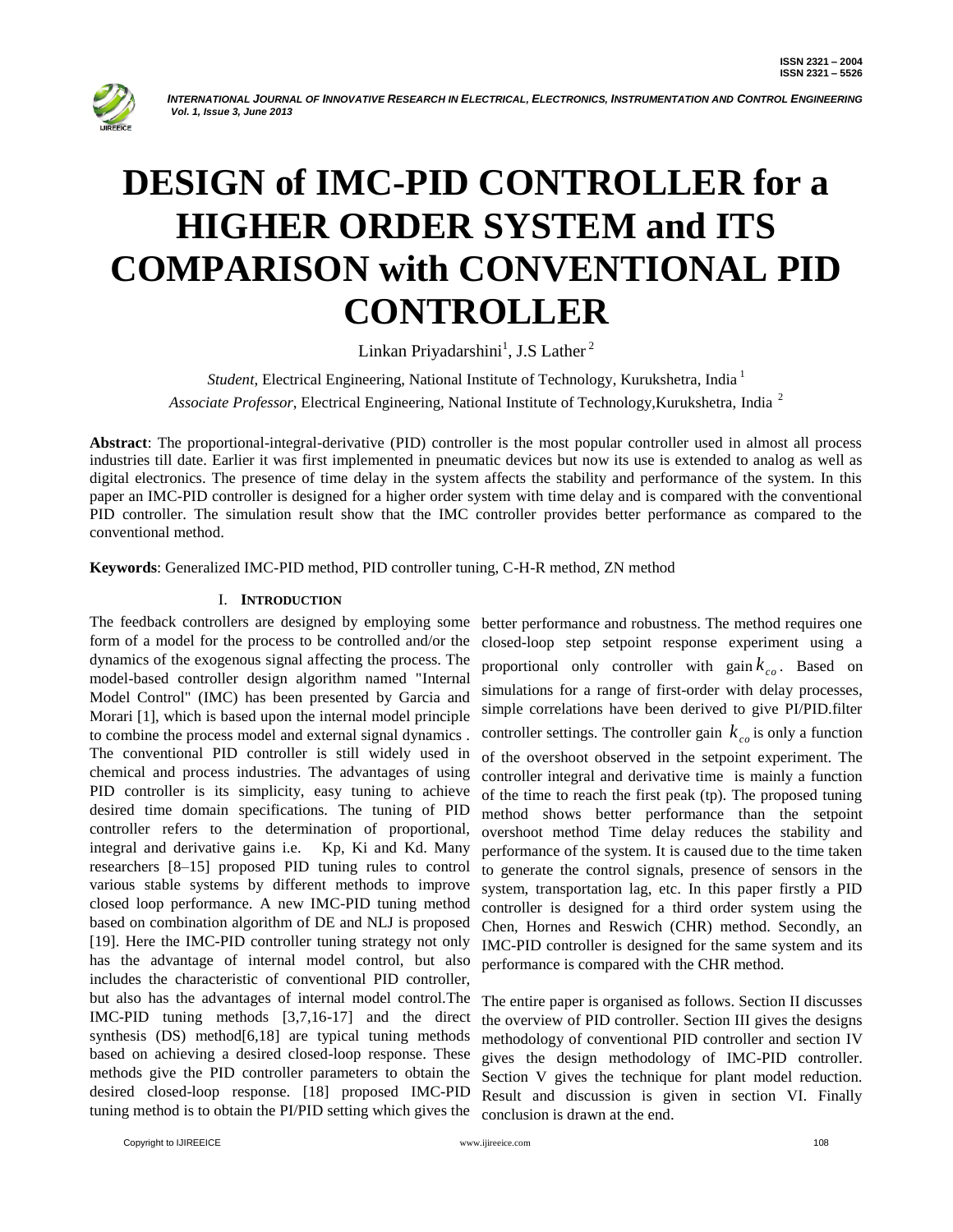# DESIGN of IMC-PID CONTROLLER for a HIGHER ORDER SYSTEM and ITS COMPARISON with CONVENTIONAL PID CONTROLLER

Linkan Priyadarshini[1], J.S Lather[2]

*Student*, Electrical Engineering, National Institute of Technology, Kurukshetra, India [1]

*Associate Professor*, Electrical Engineering, National Institute of Technology,Kurukshetra, India [2]

**Abstract**: The proportional-integral-derivative (PID) controller is the most popular controller used in almost all process industries till date. Earlier it was first implemented in pneumatic devices but now its use is extended to analog as well as digital electronics. The presence of time delay in the system affects the stability and performance of the system. In this paper an IMC-PID controller is designed for a higher order system with time delay and is compared with the conventional PID controller. The simulation result show that the IMC controller provides better performance as compared to the conventional method.

**Keywords**: Generalized IMC-PID method, PID controller tuning, C-H-R method, ZN method

## I. INTRODUCTION

The feedback controllers are designed by employing some form of a model for the process to be controlled and/or the dynamics of the exogenous signal affecting the process. The model-based controller design algorithm named "Internal Model Control" (IMC) has been presented by Garcia and Morari [1], which is based upon the internal model principle to combine the process model and external signal dynamics . The conventional PID controller is still widely used in chemical and process industries. The advantages of using PID controller is its simplicity, easy tuning to achieve desired time domain specifications. The tuning of PID controller refers to the determination of proportional, integral and derivative gains i.e. Kp, Ki and Kd. Many researchers [8–15] proposed PID tuning rules to control various stable systems by different methods to improve closed loop performance. A new IMC-PID tuning method based on combination algorithm of DE and NLJ is proposed [19]. Here the IMC-PID controller tuning strategy not only has the advantage of internal model control, but also includes the characteristic of conventional PID controller, but also has the advantages of internal model control.The IMC-PID tuning methods [3,7,16-17] and the direct synthesis (DS) method[6,18] are typical tuning methods based on achieving a desired closed-loop response. These methods give the PID controller parameters to obtain the desired closed-loop response. [18] proposed IMC-PID tuning method is to obtain the PI/PID setting which gives the better performance and robustness. The method requires one closed-loop step setpoint response experiment using a proportional only controller with gain $k_{co}$. Based on simulations for a range of first-order with delay processes, simple correlations have been derived to give PI/PID.filter controller settings. The controller gain $k_{co}$ is only a function of the overshoot observed in the setpoint experiment. The controller integral and derivative time is mainly a function of the time to reach the first peak (tp). The proposed tuning method shows better performance than the setpoint overshoot method Time delay reduces the stability and performance of the system. It is caused due to the time taken to generate the control signals, presence of sensors in the system, transportation lag, etc. In this paper firstly a PID controller is designed for a third order system using the Chen, Hornes and Reswich (CHR) method. Secondly, an IMC-PID controller is designed for the same system and its performance is compared with the CHR method.

The entire paper is organised as follows. Section II discusses the overview of PID controller. Section III gives the designs methodology of conventional PID controller and section IV gives the design methodology of IMC-PID controller. Section V gives the technique for plant model reduction. Result and discussion is given in section VI. Finally conclusion is drawn at the end.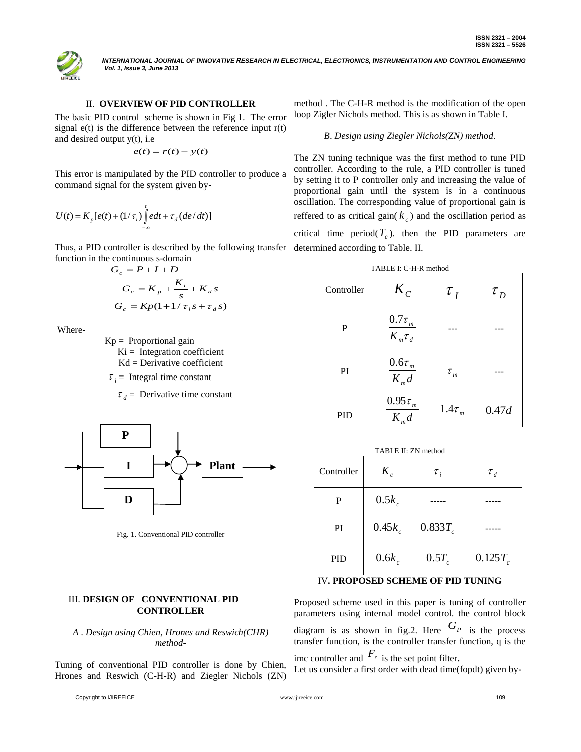## II. OVERVIEW OF PID CONTROLLER

The basic PID control scheme is shown in Fig 1. The error signal e(t) is the difference between the reference input r(t) and desired output y(t), i.e

$$e(t) = r(t) - y(t)$$

This error is manipulated by the PID controller to produce a command signal for the system given by-

$$U(t) = K_p[e(t) + (1/\tau_i)\int_{-\infty}^{t} edt + \tau_d(de/dt)]$$

Thus, a PID controller is described by the following transfer function in the continuous s-domain

$$G_c = P + I + D$$

$$G_c = K_p + \frac{K_i}{s} + K_d s$$

$$G_c = Kp(1 + 1/\tau_i s + \tau_d s)$$

Where-

Kp = Proportional gain
Ki = Integration coefficient
Kd = Derivative coefficient
$\tau_i$ = Integral time constant
$\tau_d$ = Derivative time constant

P
I
D
Plant

Fig. 1. Conventional PID controller

## III. DESIGN OF CONVENTIONAL PID CONTROLLER

### *A . Design using Chien, Hrones and Reswich(CHR) method-*

Tuning of conventional PID controller is done by Chien, Hrones and Reswich (C-H-R) and Ziegler Nichols (ZN) method . The C-H-R method is the modification of the open loop Zigler Nichols method. This is as shown in Table I.

### *B. Design using Ziegler Nichols(ZN) method.*

The ZN tuning technique was the first method to tune PID controller. According to the rule, a PID controller is tuned by setting it to P controller only and increasing the value of proportional gain until the system is in a continuous oscillation. The corresponding value of proportional gain is reffered to as critical gain( $k_c$ ) and the oscillation period as critical time period( $T_c$ ). then the PID parameters are determined according to Table. II.

TABLE I: C-H-R method

| Controller | $K_C$ | $\tau_I$ | $\tau_D$ |
|---|---|---|---|
| P | $\frac{0.7\tau_m}{K_m\tau_d}$ | --- | --- |
| PI | $\frac{0.6\tau_m}{K_m d}$ | $\tau_m$ | --- |
| PID | $\frac{0.95\tau_m}{K_m d}$ | $1.4\tau_m$ | $0.47d$ |

TABLE II: ZN method

| Controller | $K_c$ | $\tau_i$ | $\tau_d$ |
|---|---|---|---|
| P | $0.5k_c$ | ----- | ----- |
| PI | $0.45k_c$ | $0.833T_c$ | ----- |
| PID | $0.6k_c$ | $0.5T_c$ | $0.125T_c$ |

## IV. PROPOSED SCHEME OF PID TUNING

Proposed scheme used in this paper is tuning of controller parameters using internal model control. the control block diagram is as shown in fig.2. Here $G_P$ is the process transfer function, is the controller transfer function, q is the imc controller and $F_r$ is the set point filter.

Let us consider a first order with dead time(fopdt) given by-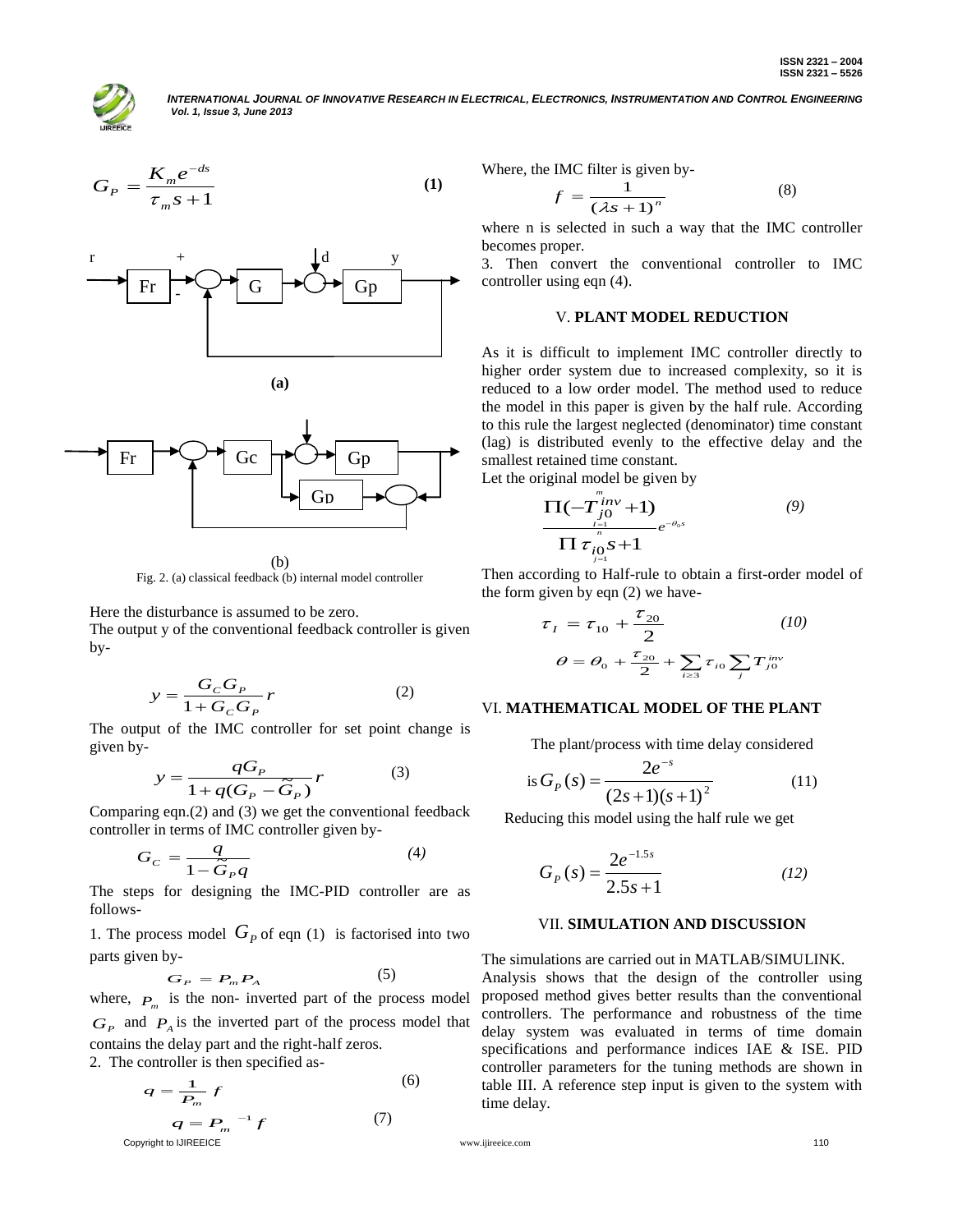$$G_P = \frac{K_m e^{-ds}}{\tau_m s + 1} \quad \textbf{(1)}$$

r + d y

Fr - G Gp

**(a)**

Fr Gc Gp

Gp

(b)

Fig. 2. (a) classical feedback (b) internal model controller

Here the disturbance is assumed to be zero.

The output y of the conventional feedback controller is given by-

$$y = \frac{G_C G_P}{1 + G_C G_P} r \quad (2)$$

The output of the IMC controller for set point change is given by-

$$y = \frac{q G_P}{1 + q(G_P - \tilde{G}_P)} r \quad (3)$$

Comparing eqn.(2) and (3) we get the conventional feedback controller in terms of IMC controller given by-

$$G_C = \frac{q}{1 - \tilde{G}_P q} \quad (4)$$

The steps for designing the IMC-PID controller are as follows-

1. The process model $G_P$ of eqn (1) is factorised into two parts given by-

$$G_P = P_m P_A \quad (5)$$

where, $P_m$ is the non- inverted part of the process model $G_P$ and $P_A$ is the inverted part of the process model that contains the delay part and the right-half zeros.

2. The controller is then specified as-

$$q = \frac{1}{P_m} f \quad (6)$$

$$q = P_m^{-1} f \quad (7)$$

Where, the IMC filter is given by-

$$f = \frac{1}{(\lambda s + 1)^n} \quad (8)$$

where n is selected in such a way that the IMC controller becomes proper.

3. Then convert the conventional controller to IMC controller using eqn (4).

## V. PLANT MODEL REDUCTION

As it is difficult to implement IMC controller directly to higher order system due to increased complexity, so it is reduced to a low order model. The method used to reduce the model in this paper is given by the half rule. According to this rule the largest neglected (denominator) time constant (lag) is distributed evenly to the effective delay and the smallest retained time constant.

Let the original model be given by

$$\frac{\prod_{i=1}^{m}(-T_{j0}^{inv}+1)}{\prod_{j=1}^{n}\tau_{i0}s+1} e^{-\theta_0 s} \quad (9)$$

Then according to Half-rule to obtain a first-order model of the form given by eqn (2) we have-

$$\tau_I = \tau_{10} + \frac{\tau_{20}}{2} \quad (10)$$

$$\theta = \theta_0 + \frac{\tau_{20}}{2} + \sum_{i \geq 3} \tau_{i0} \sum_j T_{j0}^{inv}$$

## VI. MATHEMATICAL MODEL OF THE PLANT

The plant/process with time delay considered

is $G_P(s) = \dfrac{2e^{-s}}{(2s+1)(s+1)^2}$ (11)

Reducing this model using the half rule we get

$$G_P(s) = \frac{2e^{-1.5s}}{2.5s+1} \quad (12)$$

## VII. SIMULATION AND DISCUSSION

The simulations are carried out in MATLAB/SIMULINK. Analysis shows that the design of the controller using proposed method gives better results than the conventional controllers. The performance and robustness of the time delay system was evaluated in terms of time domain specifications and performance indices IAE & ISE. PID controller parameters for the tuning methods are shown in table III. A reference step input is given to the system with time delay.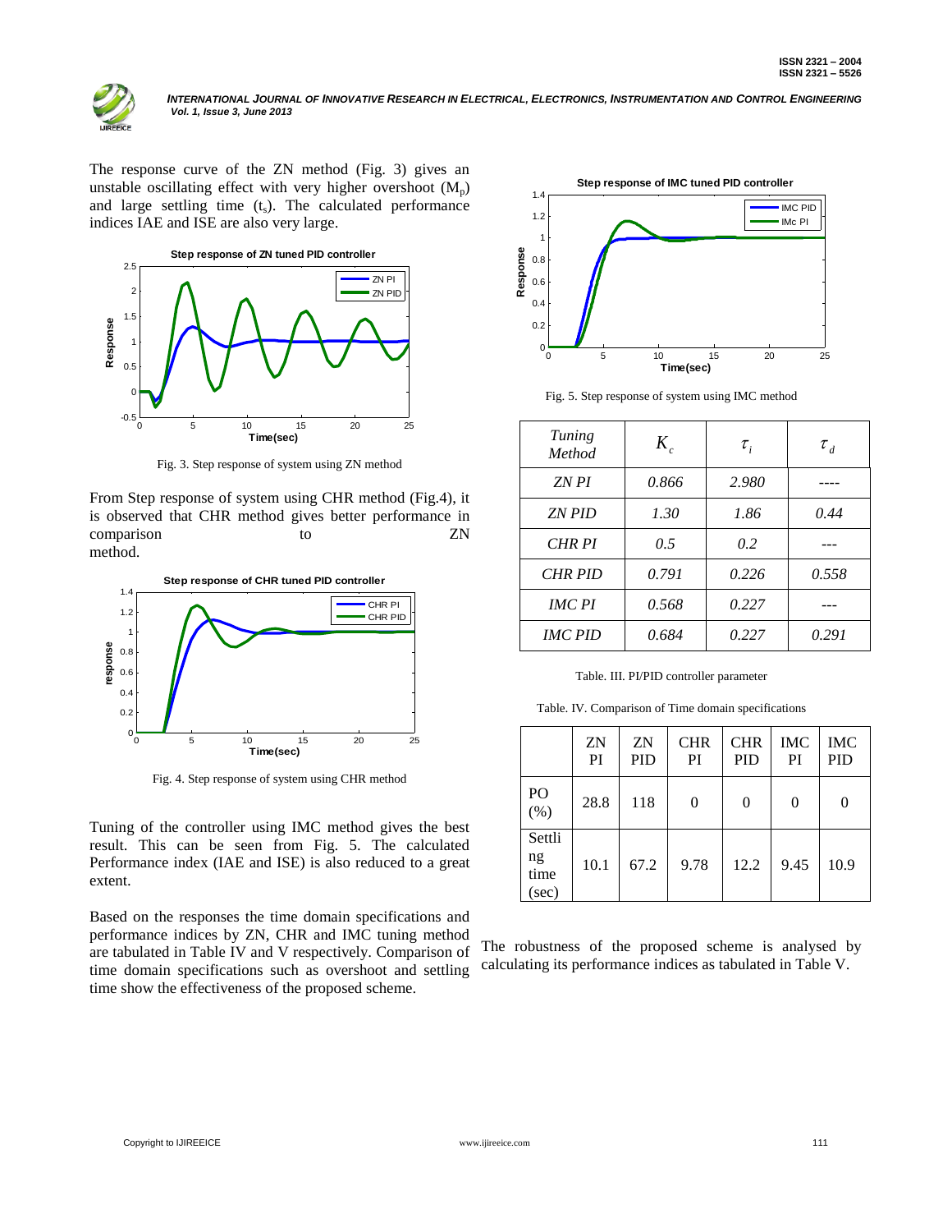The response curve of the ZN method (Fig. 3) gives an unstable oscillating effect with very higher overshoot ($M_p$) and large settling time ($t_s$). The calculated performance indices IAE and ISE are also very large.

Step response of ZN tuned PID controller

ZN PI
ZN PID

Response

Time(sec)

Fig. 3. Step response of system using ZN method

From Step response of system using CHR method (Fig.4), it is observed that CHR method gives better performance in comparison to ZN method.

Step response of CHR tuned PID controller

CHR PI
CHR PID

response

Time(sec)

Fig. 4. Step response of system using CHR method

Tuning of the controller using IMC method gives the best result. This can be seen from Fig. 5. The calculated Performance index (IAE and ISE) is also reduced to a great extent.

Based on the responses the time domain specifications and performance indices by ZN, CHR and IMC tuning method are tabulated in Table IV and V respectively. Comparison of time domain specifications such as overshoot and settling time show the effectiveness of the proposed scheme.

Step response of IMC tuned PID controller

IMC PID
IMc PI

Response

Time(sec)

Fig. 5. Step response of system using IMC method

| *Tuning Method* | $K_c$ | $\tau_i$ | $\tau_d$ |
|---|---|---|---|
| *ZN PI* | *0.866* | *2.980* | ---- |
| *ZN PID* | *1.30* | *1.86* | *0.44* |
| *CHR PI* | *0.5* | *0.2* | --- |
| *CHR PID* | *0.791* | *0.226* | *0.558* |
| *IMC PI* | *0.568* | *0.227* | --- |
| *IMC PID* | *0.684* | *0.227* | *0.291* |

Table. III. PI/PID controller parameter

Table. IV. Comparison of Time domain specifications

| | ZN PI | ZN PID | CHR PI | CHR PID | IMC PI | IMC PID |
|---|---|---|---|---|---|---|
| PO (%) | 28.8 | 118 | 0 | 0 | 0 | 0 |
| Settling time (sec) | 10.1 | 67.2 | 9.78 | 12.2 | 9.45 | 10.9 |

The robustness of the proposed scheme is analysed by calculating its performance indices as tabulated in Table V.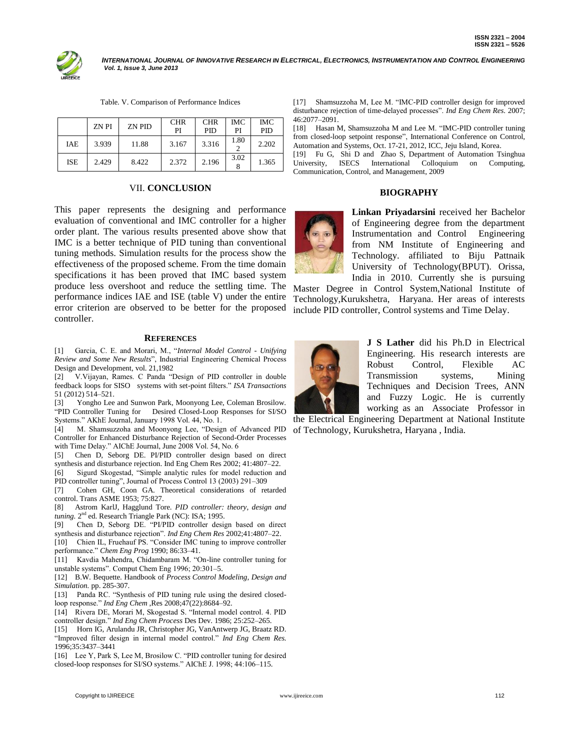Table. V. Comparison of Performance Indices

| | ZN PI | ZN PID | CHR PI | CHR PID | IMC PI | IMC PID |
|---|---|---|---|---|---|---|
| IAE | 3.939 | 11.88 | 3.167 | 3.316 | 1.802 | 2.202 |
| ISE | 2.429 | 8.422 | 2.372 | 2.196 | 3.028 | 1.365 |

## VII. CONCLUSION

This paper represents the designing and performance evaluation of conventional and IMC controller for a higher order plant. The various results presented above show that IMC is a better technique of PID tuning than conventional tuning methods. Simulation results for the process show the effectiveness of the proposed scheme. From the time domain specifications it has been proved that IMC based system produce less overshoot and reduce the settling time. The performance indices IAE and ISE (table V) under the entire error criterion are observed to be better for the proposed controller.

## REFERENCES

[1] Garcia, C. E. and Morari, M., "*Internal Model Control - Unifying Review and Some New Results*", Industrial Engineering Chemical Process Design and Development, vol. 21,1982

[2] V.Vijayan, Rames. C Panda "Design of PID controller in double feedback loops for SISO systems with set-point filters." *ISA Transactions* 51 (2012) 514–521.

[3] Yongho Lee and Sunwon Park, Moonyong Lee, Coleman Brosilow. "PID Controller Tuning for Desired Closed-Loop Responses for SI/SO Systems." AKhE Journal, January 1998 Vol. 44, No. 1.

[4] M. Shamsuzzoha and Moonyong Lee, "Design of Advanced PID Controller for Enhanced Disturbance Rejection of Second-Order Processes with Time Delay." AIChE Journal, June 2008 Vol. 54, No. 6

[5] Chen D, Seborg DE. PI/PID controller design based on direct synthesis and disturbance rejection. Ind Eng Chem Res 2002; 41:4807–22.

[6] Sigurd Skogestad, "Simple analytic rules for model reduction and PID controller tuning", Journal of Process Control 13 (2003) 291–309

[7] Cohen GH, Coon GA. Theoretical considerations of retarded control. Trans ASME 1953; 75:827.

[8] Astrom KarlJ, Hagglund Tore. *PID controller: theory, design and tuning*. 2nd ed. Research Triangle Park (NC): ISA; 1995.

[9] Chen D, Seborg DE. "PI/PID controller design based on direct synthesis and disturbance rejection". *Ind Eng Chem Res* 2002;41:4807–22.

[10] Chien IL, Fruehauf PS. "Consider IMC tuning to improve controller performance." *Chem Eng Prog* 1990; 86:33–41.

[11] Kavdia Mahendra, Chidambaram M. "On-line controller tuning for unstable systems". Comput Chem Eng 1996; 20:301–5.

[12] B.W. Bequette. Handbook of *Process Control Modeling, Design and Simulation.* pp. 285-307.

[13] Panda RC. "Synthesis of PID tuning rule using the desired closed-loop response." *Ind Eng Chem* ,Res 2008;47(22):8684–92.

[14] Rivera DE, Morari M, Skogestad S. "Internal model control. 4. PID controller design." *Ind Eng Chem Process* Des Dev. 1986; 25:252–265.

[15] Horn IG, Arulandu JR, Christopher JG, VanAntwerp JG, Braatz RD. "Improved filter design in internal model control." *Ind Eng Chem Res.* 1996;35:3437–3441

[16] Lee Y, Park S, Lee M, Brosilow C. "PID controller tuning for desired closed-loop responses for SI/SO systems." AIChE J. 1998; 44:106–115.

[17] Shamsuzzoha M, Lee M. "IMC-PID controller design for improved disturbance rejection of time-delayed processes". *Ind Eng Chem Res.* 2007; 46:2077–2091.

[18] Hasan M, Shamsuzzoha M and Lee M. "IMC-PID controller tuning from closed-loop setpoint response", International Conference on Control, Automation and Systems, Oct. 17-21, 2012, ICC, Jeju Island, Korea.

[19] Fu G, Shi D and Zhao S, Department of Automation Tsinghua University, ISECS International Colloquium on Computing, Communication, Control, and Management, 2009

## BIOGRAPHY

**Linkan Priyadarsini** received her Bachelor of Engineering degree from the department Instrumentation and Control Engineering from NM Institute of Engineering and Technology. affiliated to Biju Pattnaik University of Technology(BPUT). Orissa, India in 2010. Currently she is pursuing Master Degree in Control System,National Institute of Technology,Kurukshetra, Haryana. Her areas of interests include PID controller, Control systems and Time Delay.

**J S Lather** did his Ph.D in Electrical Engineering. His research interests are Robust Control, Flexible AC Transmission systems, Mining Techniques and Decision Trees, ANN and Fuzzy Logic. He is currently working as an Associate Professor in the Electrical Engineering Department at National Institute of Technology, Kurukshetra, Haryana , India.